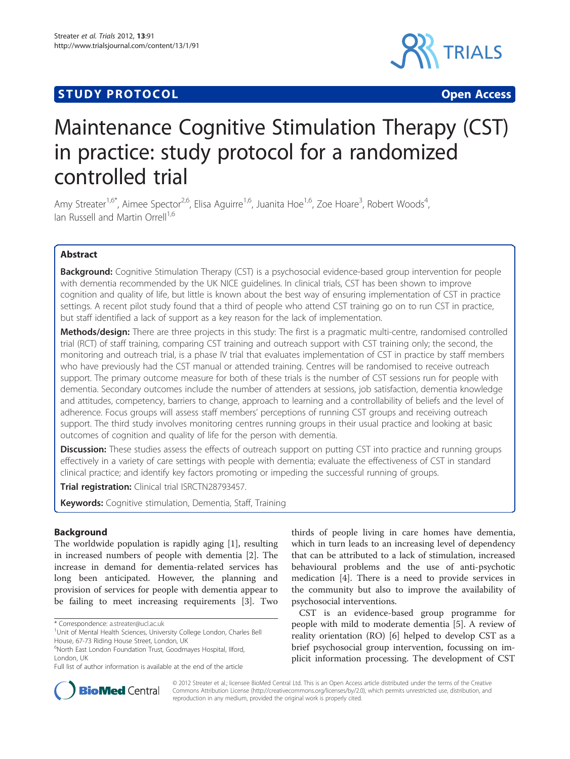STUDY PROTOCOL Open Access

# Maintenance Cognitive Stimulation Therapy (CST) in practice: study protocol for a randomized controlled trial

Amy Streater[1,6*], Aimee Spector[2,6], Elisa Aguirre[1,6], Juanita Hoe[1,6], Zoe Hoare[3], Robert Woods[4], Ian Russell and Martin Orrell[1,6]

## Abstract

**Background:** Cognitive Stimulation Therapy (CST) is a psychosocial evidence-based group intervention for people with dementia recommended by the UK NICE guidelines. In clinical trials, CST has been shown to improve cognition and quality of life, but little is known about the best way of ensuring implementation of CST in practice settings. A recent pilot study found that a third of people who attend CST training go on to run CST in practice, but staff identified a lack of support as a key reason for the lack of implementation.

**Methods/design:** There are three projects in this study: The first is a pragmatic multi-centre, randomised controlled trial (RCT) of staff training, comparing CST training and outreach support with CST training only; the second, the monitoring and outreach trial, is a phase IV trial that evaluates implementation of CST in practice by staff members who have previously had the CST manual or attended training. Centres will be randomised to receive outreach support. The primary outcome measure for both of these trials is the number of CST sessions run for people with dementia. Secondary outcomes include the number of attenders at sessions, job satisfaction, dementia knowledge and attitudes, competency, barriers to change, approach to learning and a controllability of beliefs and the level of adherence. Focus groups will assess staff members' perceptions of running CST groups and receiving outreach support. The third study involves monitoring centres running groups in their usual practice and looking at basic outcomes of cognition and quality of life for the person with dementia.

**Discussion:** These studies assess the effects of outreach support on putting CST into practice and running groups effectively in a variety of care settings with people with dementia; evaluate the effectiveness of CST in standard clinical practice; and identify key factors promoting or impeding the successful running of groups.

**Trial registration:** Clinical trial ISRCTN28793457.

**Keywords:** Cognitive stimulation, Dementia, Staff, Training

## Background

The worldwide population is rapidly aging [1], resulting in increased numbers of people with dementia [2]. The increase in demand for dementia-related services has long been anticipated. However, the planning and provision of services for people with dementia appear to be failing to meet increasing requirements [3]. Two thirds of people living in care homes have dementia, which in turn leads to an increasing level of dependency that can be attributed to a lack of stimulation, increased behavioural problems and the use of anti-psychotic medication [4]. There is a need to provide services in the community but also to improve the availability of psychosocial interventions.

CST is an evidence-based group programme for people with mild to moderate dementia [5]. A review of reality orientation (RO) [6] helped to develop CST as a brief psychosocial group intervention, focussing on implicit information processing. The development of CST

\* Correspondence: a.streater@ucl.ac.uk
[1]Unit of Mental Health Sciences, University College London, Charles Bell House, 67-73 Riding House Street, London, UK
[6]North East London Foundation Trust, Goodmayes Hospital, Ilford, London, UK
Full list of author information is available at the end of the article

© 2012 Streater et al.; licensee BioMed Central Ltd. This is an Open Access article distributed under the terms of the Creative Commons Attribution License (http://creativecommons.org/licenses/by/2.0), which permits unrestricted use, distribution, and reproduction in any medium, provided the original work is properly cited.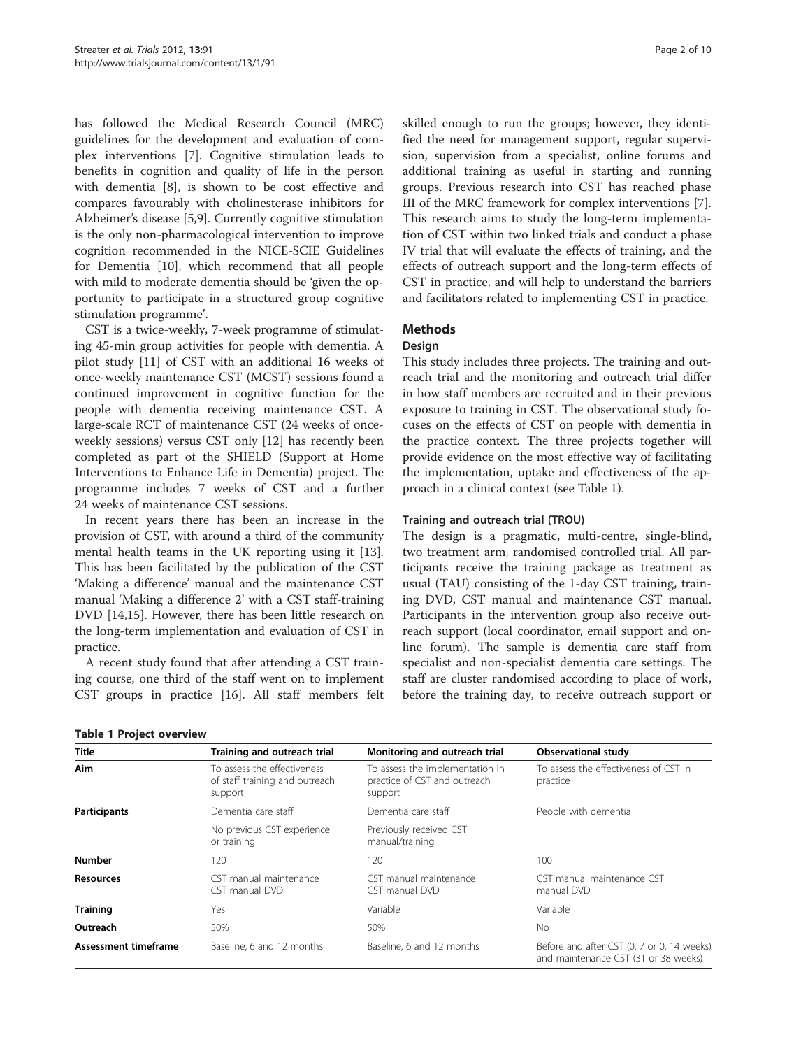has followed the Medical Research Council (MRC) guidelines for the development and evaluation of complex interventions [7]. Cognitive stimulation leads to benefits in cognition and quality of life in the person with dementia [8], is shown to be cost effective and compares favourably with cholinesterase inhibitors for Alzheimer's disease [5,9]. Currently cognitive stimulation is the only non-pharmacological intervention to improve cognition recommended in the NICE-SCIE Guidelines for Dementia [10], which recommend that all people with mild to moderate dementia should be 'given the opportunity to participate in a structured group cognitive stimulation programme'.

CST is a twice-weekly, 7-week programme of stimulating 45-min group activities for people with dementia. A pilot study [11] of CST with an additional 16 weeks of once-weekly maintenance CST (MCST) sessions found a continued improvement in cognitive function for the people with dementia receiving maintenance CST. A large-scale RCT of maintenance CST (24 weeks of once-weekly sessions) versus CST only [12] has recently been completed as part of the SHIELD (Support at Home Interventions to Enhance Life in Dementia) project. The programme includes 7 weeks of CST and a further 24 weeks of maintenance CST sessions.

In recent years there has been an increase in the provision of CST, with around a third of the community mental health teams in the UK reporting using it [13]. This has been facilitated by the publication of the CST 'Making a difference' manual and the maintenance CST manual 'Making a difference 2' with a CST staff-training DVD [14,15]. However, there has been little research on the long-term implementation and evaluation of CST in practice.

A recent study found that after attending a CST training course, one third of the staff went on to implement CST groups in practice [16]. All staff members felt skilled enough to run the groups; however, they identified the need for management support, regular supervision, supervision from a specialist, online forums and additional training as useful in starting and running groups. Previous research into CST has reached phase III of the MRC framework for complex interventions [7]. This research aims to study the long-term implementation of CST within two linked trials and conduct a phase IV trial that will evaluate the effects of training, and the effects of outreach support and the long-term effects of CST in practice, and will help to understand the barriers and facilitators related to implementing CST in practice.

## Methods

### Design

This study includes three projects. The training and outreach trial and the monitoring and outreach trial differ in how staff members are recruited and in their previous exposure to training in CST. The observational study focuses on the effects of CST on people with dementia in the practice context. The three projects together will provide evidence on the most effective way of facilitating the implementation, uptake and effectiveness of the approach in a clinical context (see Table 1).

#### Training and outreach trial (TROU)

The design is a pragmatic, multi-centre, single-blind, two treatment arm, randomised controlled trial. All participants receive the training package as treatment as usual (TAU) consisting of the 1-day CST training, training DVD, CST manual and maintenance CST manual. Participants in the intervention group also receive outreach support (local coordinator, email support and online forum). The sample is dementia care staff from specialist and non-specialist dementia care settings. The staff are cluster randomised according to place of work, before the training day, to receive outreach support or

**Table 1 Project overview**

| Title | Training and outreach trial | Monitoring and outreach trial | Observational study |
|---|---|---|---|
| **Aim** | To assess the effectiveness of staff training and outreach support | To assess the implementation in practice of CST and outreach support | To assess the effectiveness of CST in practice |
| **Participants** | Dementia care staff | Dementia care staff | People with dementia |
| | No previous CST experience or training | Previously received CST manual/training | |
| **Number** | 120 | 120 | 100 |
| **Resources** | CST manual maintenance CST manual DVD | CST manual maintenance CST manual DVD | CST manual maintenance CST manual DVD |
| **Training** | Yes | Variable | Variable |
| **Outreach** | 50% | 50% | No |
| **Assessment timeframe** | Baseline, 6 and 12 months | Baseline, 6 and 12 months | Before and after CST (0, 7 or 0, 14 weeks) and maintenance CST (31 or 38 weeks) |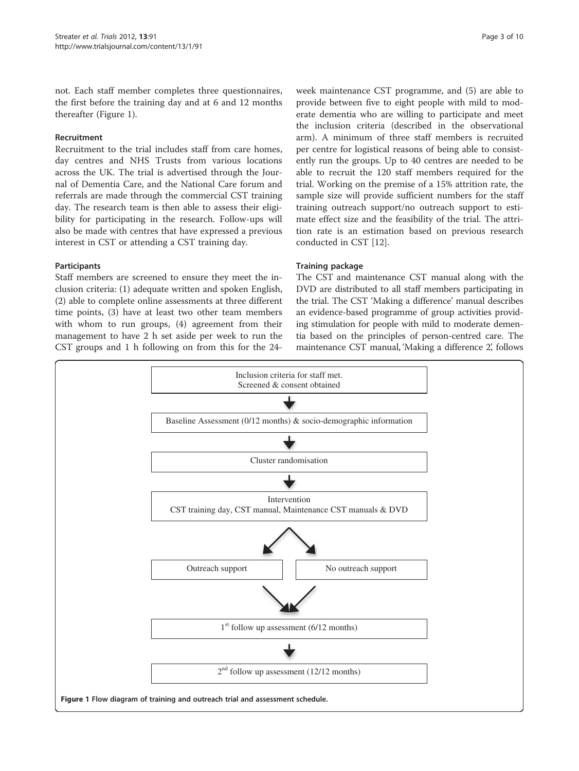not. Each staff member completes three questionnaires, the first before the training day and at 6 and 12 months thereafter (Figure 1).

### Recruitment

Recruitment to the trial includes staff from care homes, day centres and NHS Trusts from various locations across the UK. The trial is advertised through the Journal of Dementia Care, and the National Care forum and referrals are made through the commercial CST training day. The research team is then able to assess their eligibility for participating in the research. Follow-ups will also be made with centres that have expressed a previous interest in CST or attending a CST training day.

### Participants

Staff members are screened to ensure they meet the inclusion criteria: (1) adequate written and spoken English, (2) able to complete online assessments at three different time points, (3) have at least two other team members with whom to run groups, (4) agreement from their management to have 2 h set aside per week to run the CST groups and 1 h following on from this for the 24-week maintenance CST programme, and (5) are able to provide between five to eight people with mild to moderate dementia who are willing to participate and meet the inclusion criteria (described in the observational arm). A minimum of three staff members is recruited per centre for logistical reasons of being able to consistently run the groups. Up to 40 centres are needed to be able to recruit the 120 staff members required for the trial. Working on the premise of a 15% attrition rate, the sample size will provide sufficient numbers for the staff training outreach support/no outreach support to estimate effect size and the feasibility of the trial. The attrition rate is an estimation based on previous research conducted in CST [12].

### Training package

The CST and maintenance CST manual along with the DVD are distributed to all staff members participating in the trial. The CST 'Making a difference' manual describes an evidence-based programme of group activities providing stimulation for people with mild to moderate dementia based on the principles of person-centred care. The maintenance CST manual, 'Making a difference 2', follows

Inclusion criteria for staff met. Screened & consent obtained

↓

Baseline Assessment (0/12 months) & socio-demographic information

↓

Cluster randomisation

↓

Intervention
CST training day, CST manual, Maintenance CST manuals & DVD

↓

Outreach support | No outreach support

↓

1[st] follow up assessment (6/12 months)

↓

2[nd] follow up assessment (12/12 months)

**Figure 1** Flow diagram of training and outreach trial and assessment schedule.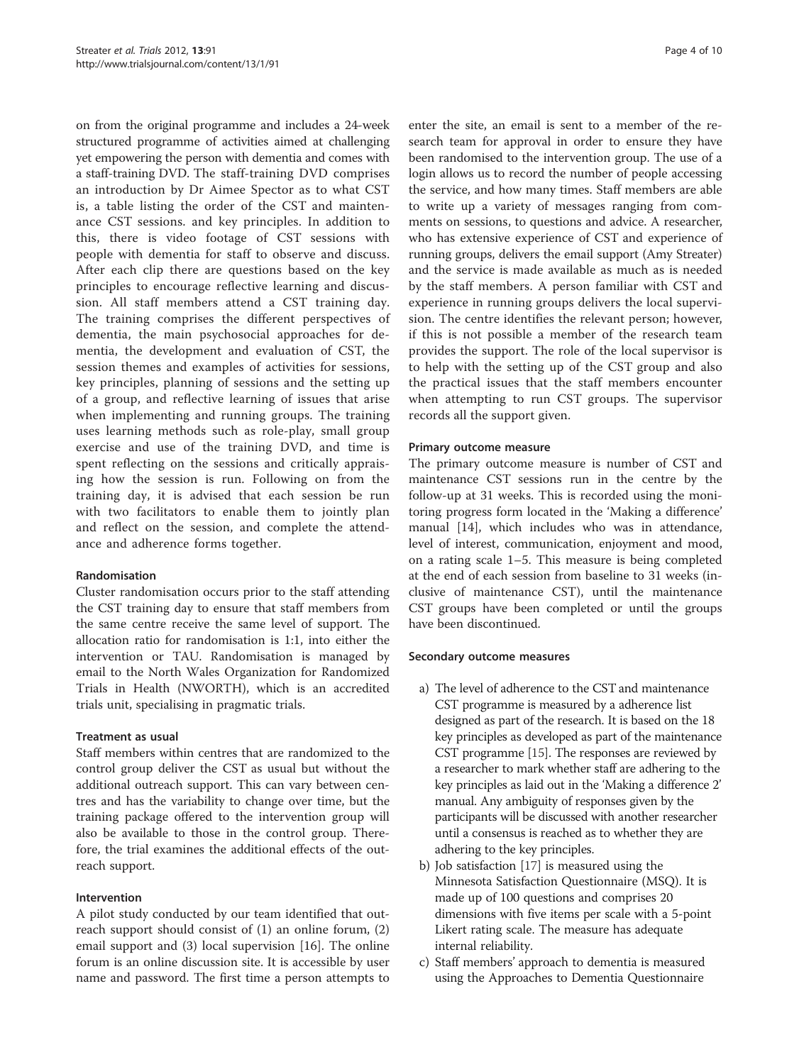on from the original programme and includes a 24-week structured programme of activities aimed at challenging yet empowering the person with dementia and comes with a staff-training DVD. The staff-training DVD comprises an introduction by Dr Aimee Spector as to what CST is, a table listing the order of the CST and maintenance CST sessions. and key principles. In addition to this, there is video footage of CST sessions with people with dementia for staff to observe and discuss. After each clip there are questions based on the key principles to encourage reflective learning and discussion. All staff members attend a CST training day. The training comprises the different perspectives of dementia, the main psychosocial approaches for dementia, the development and evaluation of CST, the session themes and examples of activities for sessions, key principles, planning of sessions and the setting up of a group, and reflective learning of issues that arise when implementing and running groups. The training uses learning methods such as role-play, small group exercise and use of the training DVD, and time is spent reflecting on the sessions and critically appraising how the session is run. Following on from the training day, it is advised that each session be run with two facilitators to enable them to jointly plan and reflect on the session, and complete the attendance and adherence forms together.

#### Randomisation

Cluster randomisation occurs prior to the staff attending the CST training day to ensure that staff members from the same centre receive the same level of support. The allocation ratio for randomisation is 1:1, into either the intervention or TAU. Randomisation is managed by email to the North Wales Organization for Randomized Trials in Health (NWORTH), which is an accredited trials unit, specialising in pragmatic trials.

#### Treatment as usual

Staff members within centres that are randomized to the control group deliver the CST as usual but without the additional outreach support. This can vary between centres and has the variability to change over time, but the training package offered to the intervention group will also be available to those in the control group. Therefore, the trial examines the additional effects of the outreach support.

#### Intervention

A pilot study conducted by our team identified that outreach support should consist of (1) an online forum, (2) email support and (3) local supervision [16]. The online forum is an online discussion site. It is accessible by user name and password. The first time a person attempts to enter the site, an email is sent to a member of the research team for approval in order to ensure they have been randomised to the intervention group. The use of a login allows us to record the number of people accessing the service, and how many times. Staff members are able to write up a variety of messages ranging from comments on sessions, to questions and advice. A researcher, who has extensive experience of CST and experience of running groups, delivers the email support (Amy Streater) and the service is made available as much as is needed by the staff members. A person familiar with CST and experience in running groups delivers the local supervision. The centre identifies the relevant person; however, if this is not possible a member of the research team provides the support. The role of the local supervisor is to help with the setting up of the CST group and also the practical issues that the staff members encounter when attempting to run CST groups. The supervisor records all the support given.

#### Primary outcome measure

The primary outcome measure is number of CST and maintenance CST sessions run in the centre by the follow-up at 31 weeks. This is recorded using the monitoring progress form located in the 'Making a difference' manual [14], which includes who was in attendance, level of interest, communication, enjoyment and mood, on a rating scale 1–5. This measure is being completed at the end of each session from baseline to 31 weeks (inclusive of maintenance CST), until the maintenance CST groups have been completed or until the groups have been discontinued.

#### Secondary outcome measures

a) The level of adherence to the CST and maintenance CST programme is measured by a adherence list designed as part of the research. It is based on the 18 key principles as developed as part of the maintenance CST programme [15]. The responses are reviewed by a researcher to mark whether staff are adhering to the key principles as laid out in the 'Making a difference 2' manual. Any ambiguity of responses given by the participants will be discussed with another researcher until a consensus is reached as to whether they are adhering to the key principles.
b) Job satisfaction [17] is measured using the Minnesota Satisfaction Questionnaire (MSQ). It is made up of 100 questions and comprises 20 dimensions with five items per scale with a 5-point Likert rating scale. The measure has adequate internal reliability.
c) Staff members' approach to dementia is measured using the Approaches to Dementia Questionnaire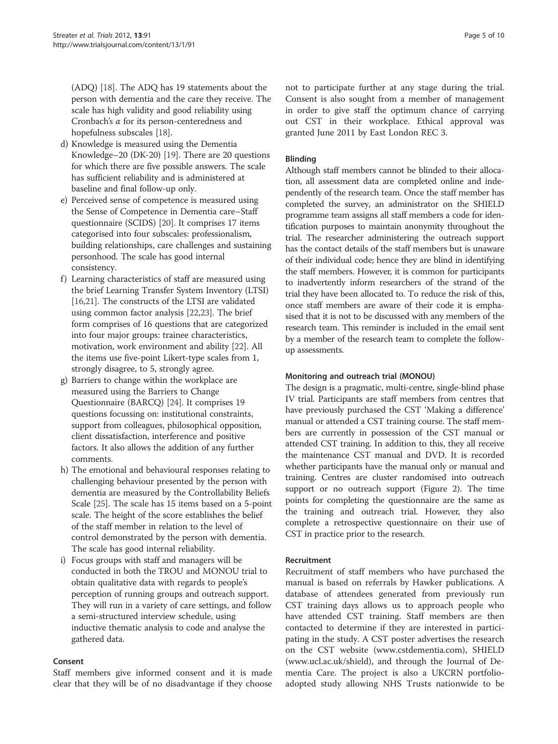(ADQ) [18]. The ADQ has 19 statements about the person with dementia and the care they receive. The scale has high validity and good reliability using Cronbach's $\alpha$ for its person-centeredness and hopefulness subscales [18].

d) Knowledge is measured using the Dementia Knowledge–20 (DK-20) [19]. There are 20 questions for which there are five possible answers. The scale has sufficient reliability and is administered at baseline and final follow-up only.

e) Perceived sense of competence is measured using the Sense of Competence in Dementia care–Staff questionnaire (SCIDS) [20]. It comprises 17 items categorised into four subscales: professionalism, building relationships, care challenges and sustaining personhood. The scale has good internal consistency.

f) Learning characteristics of staff are measured using the brief Learning Transfer System Inventory (LTSI) [16,21]. The constructs of the LTSI are validated using common factor analysis [22,23]. The brief form comprises of 16 questions that are categorized into four major groups: trainee characteristics, motivation, work environment and ability [22]. All the items use five-point Likert-type scales from 1, strongly disagree, to 5, strongly agree.

g) Barriers to change within the workplace are measured using the Barriers to Change Questionnaire (BARCQ) [24]. It comprises 19 questions focussing on: institutional constraints, support from colleagues, philosophical opposition, client dissatisfaction, interference and positive factors. It also allows the addition of any further comments.

h) The emotional and behavioural responses relating to challenging behaviour presented by the person with dementia are measured by the Controllability Beliefs Scale [25]. The scale has 15 items based on a 5-point scale. The height of the score establishes the belief of the staff member in relation to the level of control demonstrated by the person with dementia. The scale has good internal reliability.

i) Focus groups with staff and managers will be conducted in both the TROU and MONOU trial to obtain qualitative data with regards to people's perception of running groups and outreach support. They will run in a variety of care settings, and follow a semi-structured interview schedule, using inductive thematic analysis to code and analyse the gathered data.

### Consent

Staff members give informed consent and it is made clear that they will be of no disadvantage if they choose not to participate further at any stage during the trial. Consent is also sought from a member of management in order to give staff the optimum chance of carrying out CST in their workplace. Ethical approval was granted June 2011 by East London REC 3.

### Blinding

Although staff members cannot be blinded to their allocation, all assessment data are completed online and independently of the research team. Once the staff member has completed the survey, an administrator on the SHIELD programme team assigns all staff members a code for identification purposes to maintain anonymity throughout the trial. The researcher administering the outreach support has the contact details of the staff members but is unaware of their individual code; hence they are blind in identifying the staff members. However, it is common for participants to inadvertently inform researchers of the strand of the trial they have been allocated to. To reduce the risk of this, once staff members are aware of their code it is emphasised that it is not to be discussed with any members of the research team. This reminder is included in the email sent by a member of the research team to complete the follow-up assessments.

### Monitoring and outreach trial (MONOU)

The design is a pragmatic, multi-centre, single-blind phase IV trial. Participants are staff members from centres that have previously purchased the CST 'Making a difference' manual or attended a CST training course. The staff members are currently in possession of the CST manual or attended CST training. In addition to this, they all receive the maintenance CST manual and DVD. It is recorded whether participants have the manual only or manual and training. Centres are cluster randomised into outreach support or no outreach support (Figure 2). The time points for completing the questionnaire are the same as the training and outreach trial. However, they also complete a retrospective questionnaire on their use of CST in practice prior to the research.

### Recruitment

Recruitment of staff members who have purchased the manual is based on referrals by Hawker publications. A database of attendees generated from previously run CST training days allows us to approach people who have attended CST training. Staff members are then contacted to determine if they are interested in participating in the study. A CST poster advertises the research on the CST website (www.cstdementia.com), SHIELD (www.ucl.ac.uk/shield), and through the Journal of Dementia Care. The project is also a UKCRN portfolio-adopted study allowing NHS Trusts nationwide to be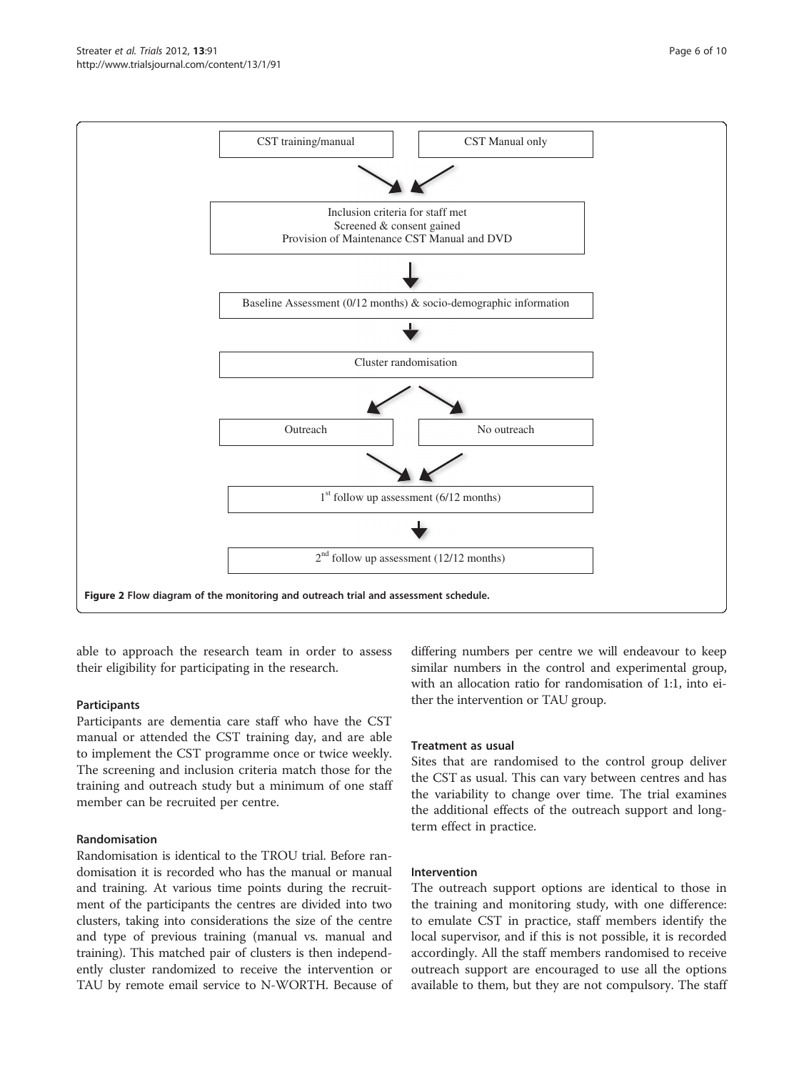CST training/manual → Inclusion criteria for staff met; Screened & consent gained; Provision of Maintenance CST Manual and DVD

CST Manual only → Inclusion criteria for staff met; Screened & consent gained; Provision of Maintenance CST Manual and DVD

↓

Baseline Assessment (0/12 months) & socio-demographic information

↓

Cluster randomisation

↓ Outreach / No outreach

↓

1[st] follow up assessment (6/12 months)

↓

2[nd] follow up assessment (12/12 months)

**Figure 2** Flow diagram of the monitoring and outreach trial and assessment schedule.

able to approach the research team in order to assess their eligibility for participating in the research.

### Participants

Participants are dementia care staff who have the CST manual or attended the CST training day, and are able to implement the CST programme once or twice weekly. The screening and inclusion criteria match those for the training and outreach study but a minimum of one staff member can be recruited per centre.

### Randomisation

Randomisation is identical to the TROU trial. Before randomisation it is recorded who has the manual or manual and training. At various time points during the recruitment of the participants the centres are divided into two clusters, taking into considerations the size of the centre and type of previous training (manual vs. manual and training). This matched pair of clusters is then independently cluster randomized to receive the intervention or TAU by remote email service to N-WORTH. Because of differing numbers per centre we will endeavour to keep similar numbers in the control and experimental group, with an allocation ratio for randomisation of 1:1, into either the intervention or TAU group.

### Treatment as usual

Sites that are randomised to the control group deliver the CST as usual. This can vary between centres and has the variability to change over time. The trial examines the additional effects of the outreach support and long-term effect in practice.

### Intervention

The outreach support options are identical to those in the training and monitoring study, with one difference: to emulate CST in practice, staff members identify the local supervisor, and if this is not possible, it is recorded accordingly. All the staff members randomised to receive outreach support are encouraged to use all the options available to them, but they are not compulsory. The staff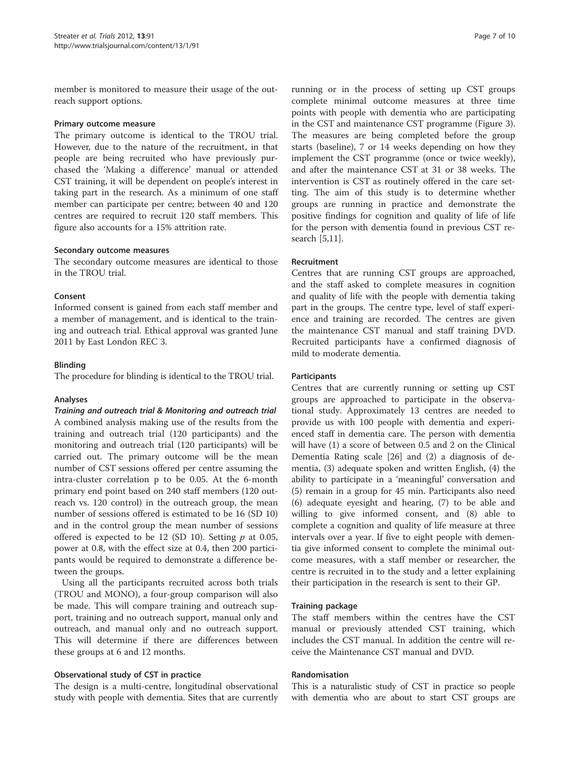member is monitored to measure their usage of the outreach support options.

### Primary outcome measure

The primary outcome is identical to the TROU trial. However, due to the nature of the recruitment, in that people are being recruited who have previously purchased the 'Making a difference' manual or attended CST training, it will be dependent on people's interest in taking part in the research. As a minimum of one staff member can participate per centre; between 40 and 120 centres are required to recruit 120 staff members. This figure also accounts for a 15% attrition rate.

### Secondary outcome measures

The secondary outcome measures are identical to those in the TROU trial.

### Consent

Informed consent is gained from each staff member and a member of management, and is identical to the training and outreach trial. Ethical approval was granted June 2011 by East London REC 3.

### Blinding

The procedure for blinding is identical to the TROU trial.

### Analyses

#### *Training and outreach trial & Monitoring and outreach trial*

A combined analysis making use of the results from the training and outreach trial (120 participants) and the monitoring and outreach trial (120 participants) will be carried out. The primary outcome will be the mean number of CST sessions offered per centre assuming the intra-cluster correlation p to be 0.05. At the 6-month primary end point based on 240 staff members (120 outreach vs. 120 control) in the outreach group, the mean number of sessions offered is estimated to be 16 (SD 10) and in the control group the mean number of sessions offered is expected to be 12 (SD 10). Setting $p$ at 0.05, power at 0.8, with the effect size at 0.4, then 200 participants would be required to demonstrate a difference between the groups.

Using all the participants recruited across both trials (TROU and MONO), a four-group comparison will also be made. This will compare training and outreach support, training and no outreach support, manual only and outreach, and manual only and no outreach support. This will determine if there are differences between these groups at 6 and 12 months.

### Observational study of CST in practice

The design is a multi-centre, longitudinal observational study with people with dementia. Sites that are currently running or in the process of setting up CST groups complete minimal outcome measures at three time points with people with dementia who are participating in the CST and maintenance CST programme (Figure 3). The measures are being completed before the group starts (baseline), 7 or 14 weeks depending on how they implement the CST programme (once or twice weekly), and after the maintenance CST at 31 or 38 weeks. The intervention is CST as routinely offered in the care setting. The aim of this study is to determine whether groups are running in practice and demonstrate the positive findings for cognition and quality of life of life for the person with dementia found in previous CST research [5,11].

### Recruitment

Centres that are running CST groups are approached, and the staff asked to complete measures in cognition and quality of life with the people with dementia taking part in the groups. The centre type, level of staff experience and training are recorded. The centres are given the maintenance CST manual and staff training DVD. Recruited participants have a confirmed diagnosis of mild to moderate dementia.

### Participants

Centres that are currently running or setting up CST groups are approached to participate in the observational study. Approximately 13 centres are needed to provide us with 100 people with dementia and experienced staff in dementia care. The person with dementia will have (1) a score of between 0.5 and 2 on the Clinical Dementia Rating scale [26] and (2) a diagnosis of dementia, (3) adequate spoken and written English, (4) the ability to participate in a 'meaningful' conversation and (5) remain in a group for 45 min. Participants also need (6) adequate eyesight and hearing, (7) to be able and willing to give informed consent, and (8) able to complete a cognition and quality of life measure at three intervals over a year. If five to eight people with dementia give informed consent to complete the minimal outcome measures, with a staff member or researcher, the centre is recruited in to the study and a letter explaining their participation in the research is sent to their GP.

### Training package

The staff members within the centres have the CST manual or previously attended CST training, which includes the CST manual. In addition the centre will receive the Maintenance CST manual and DVD.

### Randomisation

This is a naturalistic study of CST in practice so people with dementia who are about to start CST groups are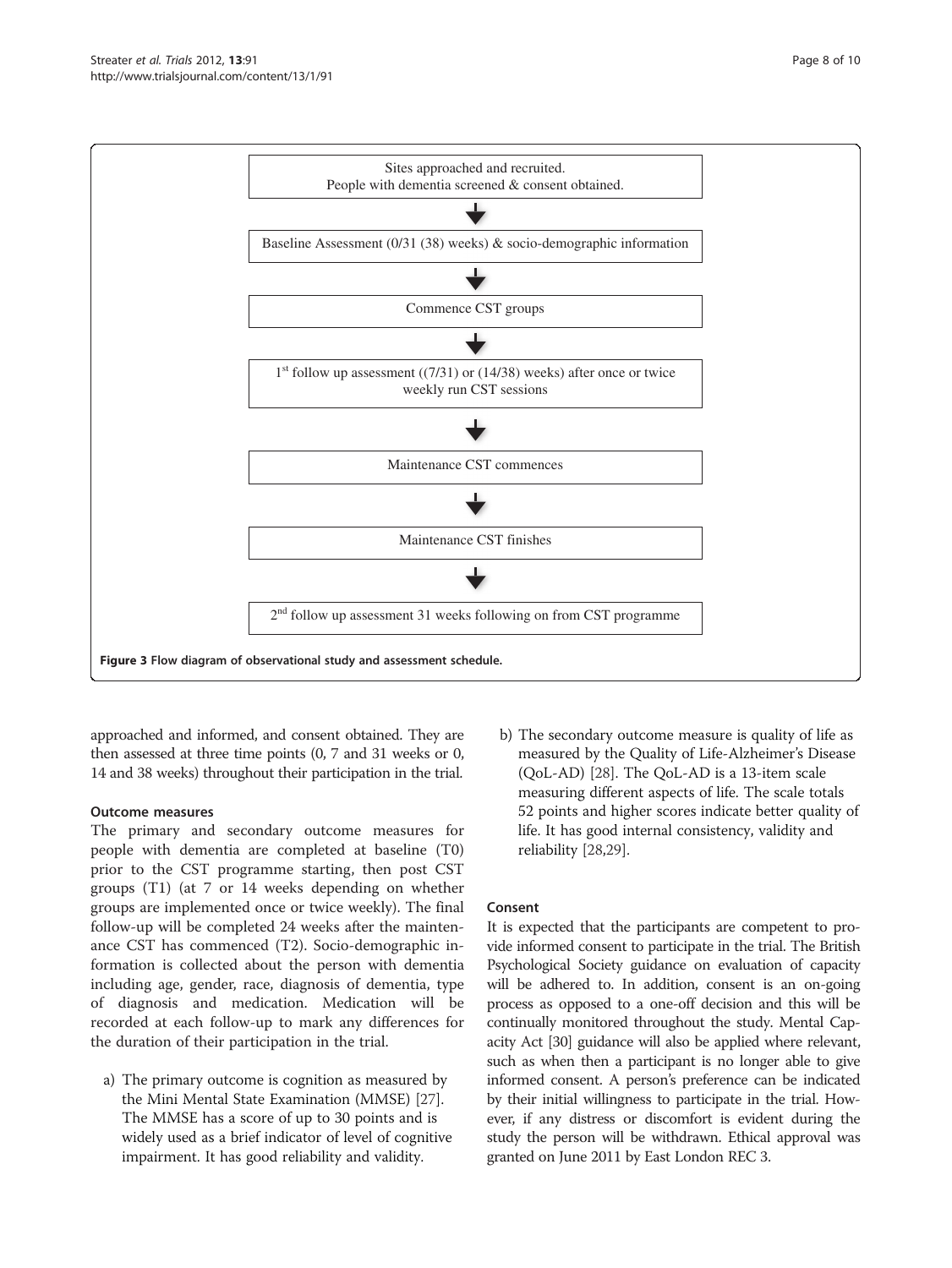Sites approached and recruited.
People with dementia screened & consent obtained.

↓

Baseline Assessment (0/31 (38) weeks) & socio-demographic information

↓

Commence CST groups

↓

1st follow up assessment ((7/31) or (14/38) weeks) after once or twice weekly run CST sessions

↓

Maintenance CST commences

↓

Maintenance CST finishes

↓

2nd follow up assessment 31 weeks following on from CST programme

**Figure 3** Flow diagram of observational study and assessment schedule.

approached and informed, and consent obtained. They are then assessed at three time points (0, 7 and 31 weeks or 0, 14 and 38 weeks) throughout their participation in the trial.

### Outcome measures

The primary and secondary outcome measures for people with dementia are completed at baseline (T0) prior to the CST programme starting, then post CST groups (T1) (at 7 or 14 weeks depending on whether groups are implemented once or twice weekly). The final follow-up will be completed 24 weeks after the maintenance CST has commenced (T2). Socio-demographic information is collected about the person with dementia including age, gender, race, diagnosis of dementia, type of diagnosis and medication. Medication will be recorded at each follow-up to mark any differences for the duration of their participation in the trial.

a) The primary outcome is cognition as measured by the Mini Mental State Examination (MMSE) [27]. The MMSE has a score of up to 30 points and is widely used as a brief indicator of level of cognitive impairment. It has good reliability and validity.

b) The secondary outcome measure is quality of life as measured by the Quality of Life-Alzheimer's Disease (QoL-AD) [28]. The QoL-AD is a 13-item scale measuring different aspects of life. The scale totals 52 points and higher scores indicate better quality of life. It has good internal consistency, validity and reliability [28,29].

### Consent

It is expected that the participants are competent to provide informed consent to participate in the trial. The British Psychological Society guidance on evaluation of capacity will be adhered to. In addition, consent is an on-going process as opposed to a one-off decision and this will be continually monitored throughout the study. Mental Capacity Act [30] guidance will also be applied where relevant, such as when then a participant is no longer able to give informed consent. A person's preference can be indicated by their initial willingness to participate in the trial. However, if any distress or discomfort is evident during the study the person will be withdrawn. Ethical approval was granted on June 2011 by East London REC 3.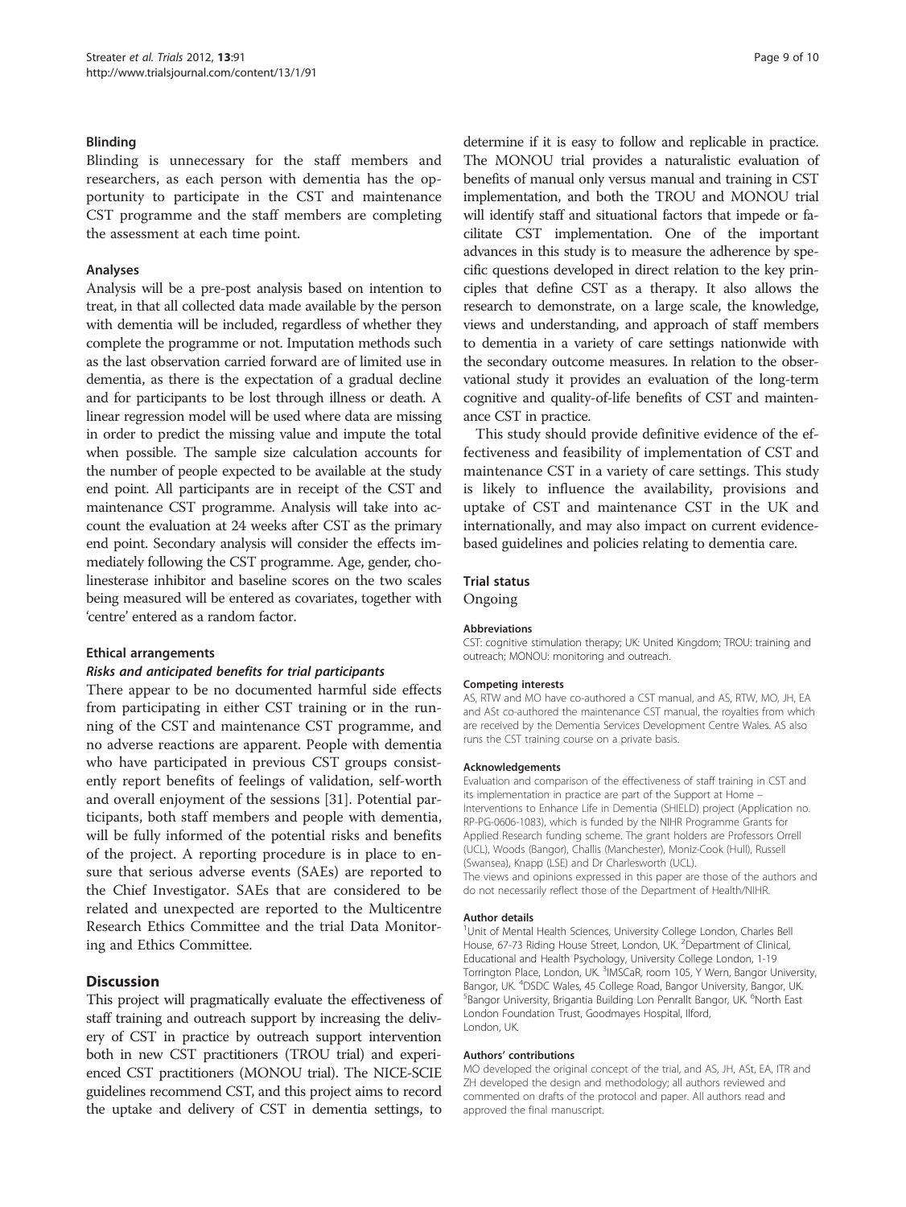### Blinding

Blinding is unnecessary for the staff members and researchers, as each person with dementia has the opportunity to participate in the CST and maintenance CST programme and the staff members are completing the assessment at each time point.

### Analyses

Analysis will be a pre-post analysis based on intention to treat, in that all collected data made available by the person with dementia will be included, regardless of whether they complete the programme or not. Imputation methods such as the last observation carried forward are of limited use in dementia, as there is the expectation of a gradual decline and for participants to be lost through illness or death. A linear regression model will be used where data are missing in order to predict the missing value and impute the total when possible. The sample size calculation accounts for the number of people expected to be available at the study end point. All participants are in receipt of the CST and maintenance CST programme. Analysis will take into account the evaluation at 24 weeks after CST as the primary end point. Secondary analysis will consider the effects immediately following the CST programme. Age, gender, cholinesterase inhibitor and baseline scores on the two scales being measured will be entered as covariates, together with 'centre' entered as a random factor.

### Ethical arrangements

#### *Risks and anticipated benefits for trial participants*

There appear to be no documented harmful side effects from participating in either CST training or in the running of the CST and maintenance CST programme, and no adverse reactions are apparent. People with dementia who have participated in previous CST groups consistently report benefits of feelings of validation, self-worth and overall enjoyment of the sessions [31]. Potential participants, both staff members and people with dementia, will be fully informed of the potential risks and benefits of the project. A reporting procedure is in place to ensure that serious adverse events (SAEs) are reported to the Chief Investigator. SAEs that are considered to be related and unexpected are reported to the Multicentre Research Ethics Committee and the trial Data Monitoring and Ethics Committee.

## Discussion

This project will pragmatically evaluate the effectiveness of staff training and outreach support by increasing the delivery of CST in practice by outreach support intervention both in new CST practitioners (TROU trial) and experienced CST practitioners (MONOU trial). The NICE-SCIE guidelines recommend CST, and this project aims to record the uptake and delivery of CST in dementia settings, to determine if it is easy to follow and replicable in practice. The MONOU trial provides a naturalistic evaluation of benefits of manual only versus manual and training in CST implementation, and both the TROU and MONOU trial will identify staff and situational factors that impede or facilitate CST implementation. One of the important advances in this study is to measure the adherence by specific questions developed in direct relation to the key principles that define CST as a therapy. It also allows the research to demonstrate, on a large scale, the knowledge, views and understanding, and approach of staff members to dementia in a variety of care settings nationwide with the secondary outcome measures. In relation to the observational study it provides an evaluation of the long-term cognitive and quality-of-life benefits of CST and maintenance CST in practice.

This study should provide definitive evidence of the effectiveness and feasibility of implementation of CST and maintenance CST in a variety of care settings. This study is likely to influence the availability, provisions and uptake of CST and maintenance CST in the UK and internationally, and may also impact on current evidence-based guidelines and policies relating to dementia care.

## Trial status

Ongoing

#### Abbreviations

CST: cognitive stimulation therapy; UK: United Kingdom; TROU: training and outreach; MONOU: monitoring and outreach.

#### Competing interests

AS, RTW and MO have co-authored a CST manual, and AS, RTW, MO, JH, EA and ASt co-authored the maintenance CST manual, the royalties from which are received by the Dementia Services Development Centre Wales. AS also runs the CST training course on a private basis.

#### Acknowledgements

Evaluation and comparison of the effectiveness of staff training in CST and its implementation in practice are part of the Support at Home – Interventions to Enhance Life in Dementia (SHIELD) project (Application no. RP-PG-0606-1083), which is funded by the NIHR Programme Grants for Applied Research funding scheme. The grant holders are Professors Orrell (UCL), Woods (Bangor), Challis (Manchester), Moniz-Cook (Hull), Russell (Swansea), Knapp (LSE) and Dr Charlesworth (UCL).

The views and opinions expressed in this paper are those of the authors and do not necessarily reflect those of the Department of Health/NIHR.

#### Author details

[1]Unit of Mental Health Sciences, University College London, Charles Bell House, 67-73 Riding House Street, London, UK. [2]Department of Clinical, Educational and Health Psychology, University College London, 1-19 Torrington Place, London, UK. [3]IMSCaR, room 105, Y Wern, Bangor University, Bangor, UK. [4]DSDC Wales, 45 College Road, Bangor University, Bangor, UK. [5]Bangor University, Brigantia Building Lon Penrallt Bangor, UK. [6]North East London Foundation Trust, Goodmayes Hospital, Ilford, London, UK.

#### Authors' contributions

MO developed the original concept of the trial, and AS, JH, ASt, EA, ITR and ZH developed the design and methodology; all authors reviewed and commented on drafts of the protocol and paper. All authors read and approved the final manuscript.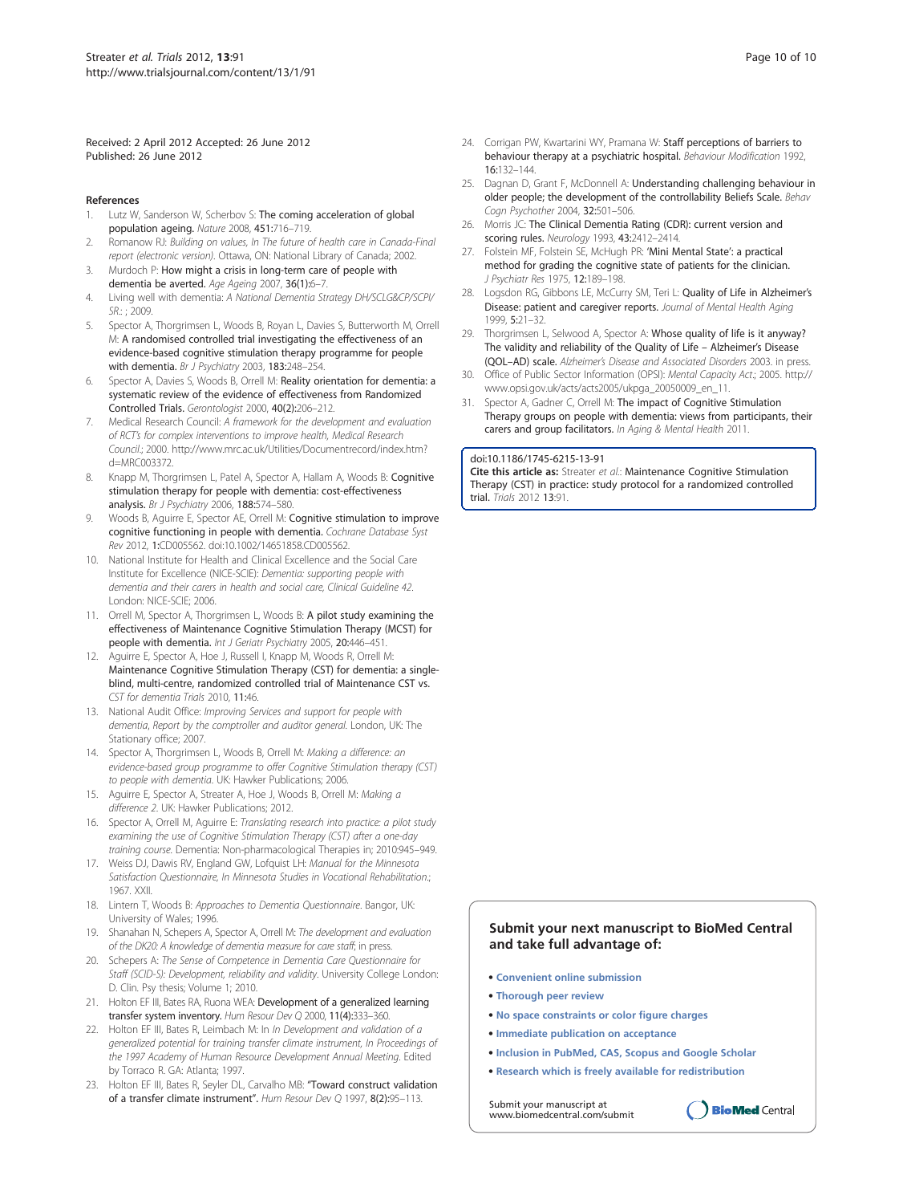Received: 2 April 2012 Accepted: 26 June 2012
Published: 26 June 2012

## References

1. Lutz W, Sanderson W, Scherbov S: **The coming acceleration of global population ageing.** *Nature* 2008, **451:**716–719.
2. Romanow RJ: *Building on values, In The future of health care in Canada-Final report (electronic version)*. Ottawa, ON: National Library of Canada; 2002.
3. Murdoch P: **How might a crisis in long-term care of people with dementia be averted.** *Age Ageing* 2007, **36(1):**6–7.
4. Living well with dementia: *A National Dementia Strategy DH/SCLG&CP/SCPI/ SR.*: ; 2009.
5. Spector A, Thorgrimsen L, Woods B, Royan L, Davies S, Butterworth M, Orrell M: **A randomised controlled trial investigating the effectiveness of an evidence-based cognitive stimulation therapy programme for people with dementia.** *Br J Psychiatry* 2003, **183:**248–254.
6. Spector A, Davies S, Woods B, Orrell M: **Reality orientation for dementia: a systematic review of the evidence of effectiveness from Randomized Controlled Trials.** *Gerontologist* 2000, **40(2):**206–212.
7. Medical Research Council: *A framework for the development and evaluation of RCT's for complex interventions to improve health, Medical Research Council.*; 2000. http://www.mrc.ac.uk/Utilities/Documentrecord/index.htm?d=MRC003372.
8. Knapp M, Thorgrimsen L, Patel A, Spector A, Hallam A, Woods B: **Cognitive stimulation therapy for people with dementia: cost-effectiveness analysis.** *Br J Psychiatry* 2006, **188:**574–580.
9. Woods B, Aguirre E, Spector AE, Orrell M: **Cognitive stimulation to improve cognitive functioning in people with dementia.** *Cochrane Database Syst Rev* 2012, **1:**CD005562. doi:10.1002/14651858.CD005562.
10. National Institute for Health and Clinical Excellence and the Social Care Institute for Excellence (NICE-SCIE): *Dementia: supporting people with dementia and their carers in health and social care, Clinical Guideline 42*. London: NICE-SCIE; 2006.
11. Orrell M, Spector A, Thorgrimsen L, Woods B: **A pilot study examining the effectiveness of Maintenance Cognitive Stimulation Therapy (MCST) for people with dementia.** *Int J Geriatr Psychiatry* 2005, **20:**446–451.
12. Aguirre E, Spector A, Hoe J, Russell I, Knapp M, Woods R, Orrell M: **Maintenance Cognitive Stimulation Therapy (CST) for dementia: a single-blind, multi-centre, randomized controlled trial of Maintenance CST vs. CST for dementia** *Trials* 2010, **11:**46.
13. National Audit Office: *Improving Services and support for people with dementia, Report by the comptroller and auditor general*. London, UK: The Stationary office; 2007.
14. Spector A, Thorgrimsen L, Woods B, Orrell M: *Making a difference: an evidence-based group programme to offer Cognitive Stimulation therapy (CST) to people with dementia*. UK: Hawker Publications; 2006.
15. Aguirre E, Spector A, Streater A, Hoe J, Woods B, Orrell M: *Making a difference 2*. UK: Hawker Publications; 2012.
16. Spector A, Orrell M, Aguirre E: *Translating research into practice: a pilot study examining the use of Cognitive Stimulation Therapy (CST) after a one-day training course*. Dementia: Non-pharmacological Therapies in; 2010:945–949.
17. Weiss DJ, Dawis RV, England GW, Lofquist LH: *Manual for the Minnesota Satisfaction Questionnaire, In Minnesota Studies in Vocational Rehabilitation.*; 1967. XXII.
18. Lintern T, Woods B: *Approaches to Dementia Questionnaire*. Bangor, UK: University of Wales; 1996.
19. Shanahan N, Schepers A, Spector A, Orrell M: *The development and evaluation of the DK20: A knowledge of dementia measure for care staff*; in press.
20. Schepers A: *The Sense of Competence in Dementia Care Questionnaire for Staff (SCID-S): Development, reliability and validity*. University College London: D. Clin. Psy thesis; Volume 1; 2010.
21. Holton EF III, Bates RA, Ruona WEA: **Development of a generalized learning transfer system inventory.** *Hum Resour Dev Q* 2000, **11(4):**333–360.
22. Holton EF III, Bates R, Leimbach M: In *In Development and validation of a generalized potential for training transfer climate instrument, In Proceedings of the 1997 Academy of Human Resource Development Annual Meeting*. Edited by Torraco R. GA: Atlanta; 1997.
23. Holton EF III, Bates R, Seyler DL, Carvalho MB: **"Toward construct validation of a transfer climate instrument".** *Hum Resour Dev Q* 1997, **8(2):**95–113.
24. Corrigan PW, Kwartarini WY, Pramana W: **Staff perceptions of barriers to behaviour therapy at a psychiatric hospital.** *Behaviour Modification* 1992, **16:**132–144.
25. Dagnan D, Grant F, McDonnell A: **Understanding challenging behaviour in older people; the development of the controllability Beliefs Scale.** *Behav Cogn Psychother* 2004, **32:**501–506.
26. Morris JC: **The Clinical Dementia Rating (CDR): current version and scoring rules.** *Neurology* 1993, **43:**2412–2414.
27. Folstein MF, Folstein SE, McHugh PR: **'Mini Mental State': a practical method for grading the cognitive state of patients for the clinician.** *J Psychiatr Res* 1975, **12:**189–198.
28. Logsdon RG, Gibbons LE, McCurry SM, Teri L: **Quality of Life in Alzheimer's Disease: patient and caregiver reports.** *Journal of Mental Health Aging* 1999, **5:**21–32.
29. Thorgrimsen L, Selwood A, Spector A: **Whose quality of life is it anyway? The validity and reliability of the Quality of Life – Alzheimer's Disease (QOL–AD) scale.** *Alzheimer's Disease and Associated Disorders* 2003. in press.
30. Office of Public Sector Information (OPSI): *Mental Capacity Act.*; 2005. http://www.opsi.gov.uk/acts/acts2005/ukpga_20050009_en_11.
31. Spector A, Gadner C, Orrell M: **The impact of Cognitive Stimulation Therapy groups on people with dementia: views from participants, their carers and group facilitators.** *In Aging & Mental Health* 2011.

doi:10.1186/1745-6215-13-91
**Cite this article as:** Streater *et al.*: Maintenance Cognitive Stimulation Therapy (CST) in practice: study protocol for a randomized controlled trial. *Trials* 2012 **13**:91.

**Submit your next manuscript to BioMed Central and take full advantage of:**

- **Convenient online submission**
- **Thorough peer review**
- **No space constraints or color figure charges**
- **Immediate publication on acceptance**
- **Inclusion in PubMed, CAS, Scopus and Google Scholar**
- **Research which is freely available for redistribution**

Submit your manuscript at
www.biomedcentral.com/submit

BioMed Central